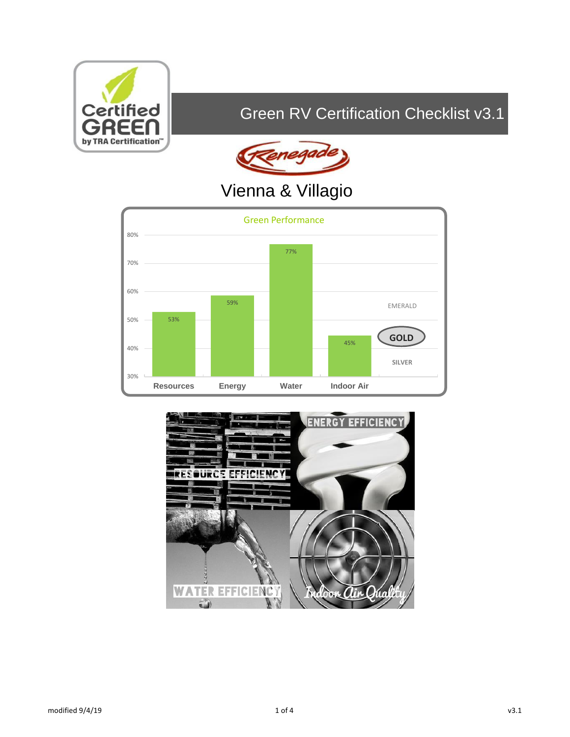# Green RV Certification Checklist v3.1

## Vienna & Villagio

**Green Performance**

| Category | Score |
|---|---|
| Resources | 53% |
| Energy | 59% |
| Water | 77% |
| Indoor Air | 45% |

EMERALD

**GOLD**

SILVER

RESOURCE EFFICIENCY

ENERGY EFFICIENCY

WATER EFFICIENCY

Indoor Air Quality

modified 9/4/19

v3.1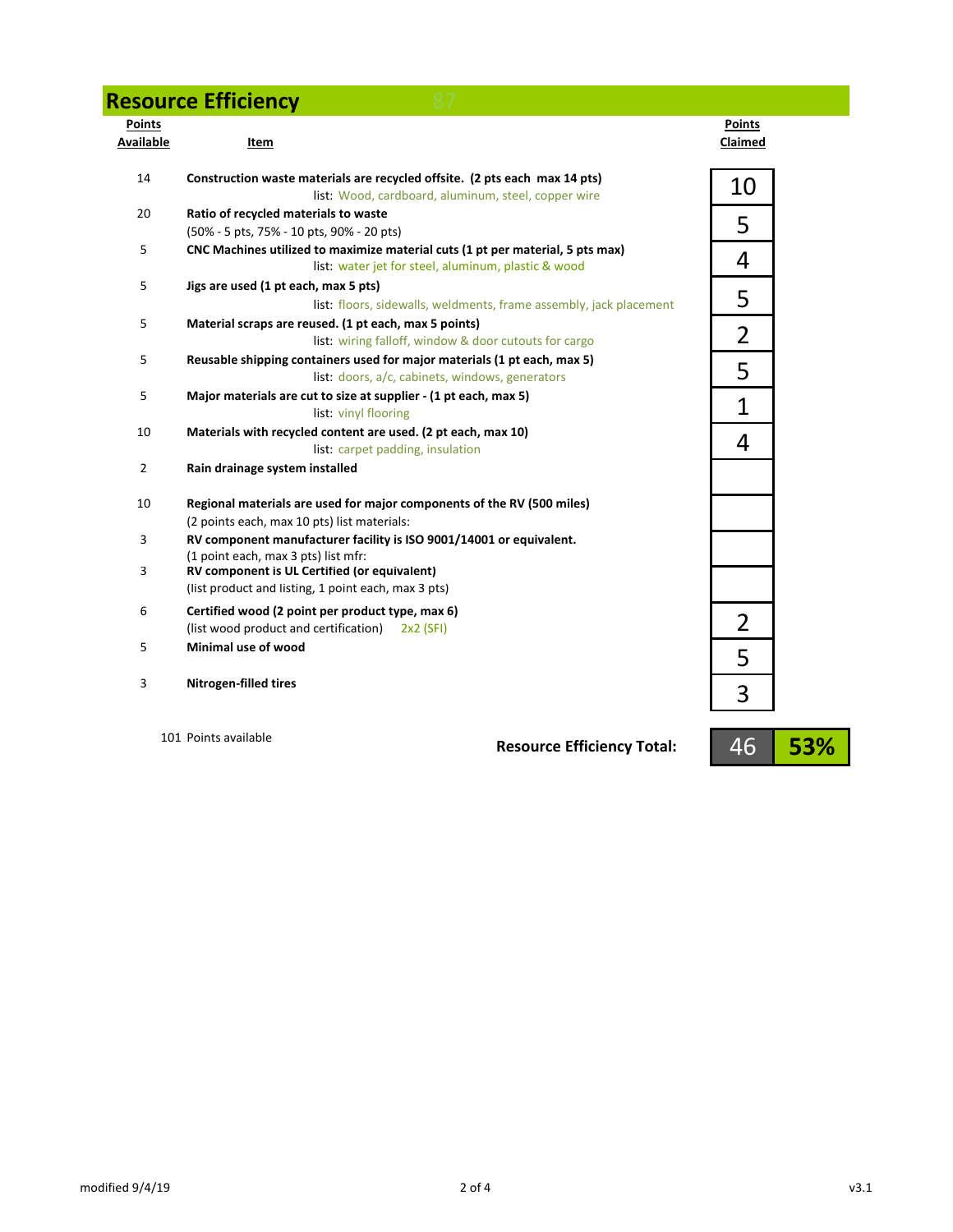## Resource Efficiency

| Points Available | Item | Points Claimed |
|---|---|---|
| 14 | **Construction waste materials are recycled offsite. (2 pts each max 14 pts)** list: Wood, cardboard, aluminum, steel, copper wire | 10 |
| 20 | **Ratio of recycled materials to waste** (50% - 5 pts, 75% - 10 pts, 90% - 20 pts) | 5 |
| 5 | **CNC Machines utilized to maximize material cuts (1 pt per material, 5 pts max)** list: water jet for steel, aluminum, plastic & wood | 4 |
| 5 | **Jigs are used (1 pt each, max 5 pts)** list: floors, sidewalls, weldments, frame assembly, jack placement | 5 |
| 5 | **Material scraps are reused. (1 pt each, max 5 points)** list: wiring falloff, window & door cutouts for cargo | 2 |
| 5 | **Reusable shipping containers used for major materials (1 pt each, max 5)** list: doors, a/c, cabinets, windows, generators | 5 |
| 5 | **Major materials are cut to size at supplier - (1 pt each, max 5)** list: vinyl flooring | 1 |
| 10 | **Materials with recycled content are used. (2 pt each, max 10)** list: carpet padding, insulation | 4 |
| 2 | **Rain drainage system installed** | |
| 10 | **Regional materials are used for major components of the RV (500 miles)** (2 points each, max 10 pts) list materials: | |
| 3 | **RV component manufacturer facility is ISO 9001/14001 or equivalent.** (1 point each, max 3 pts) list mfr: | |
| 3 | **RV component is UL Certified (or equivalent)** (list product and listing, 1 point each, max 3 pts) | |
| 6 | **Certified wood (2 point per product type, max 6)** (list wood product and certification) 2x2 (SFI) | 2 |
| 5 | **Minimal use of wood** | 5 |
| 3 | **Nitrogen-filled tires** | 3 |

101 Points available

**Resource Efficiency Total:** 46 **53%**

modified 9/4/19

v3.1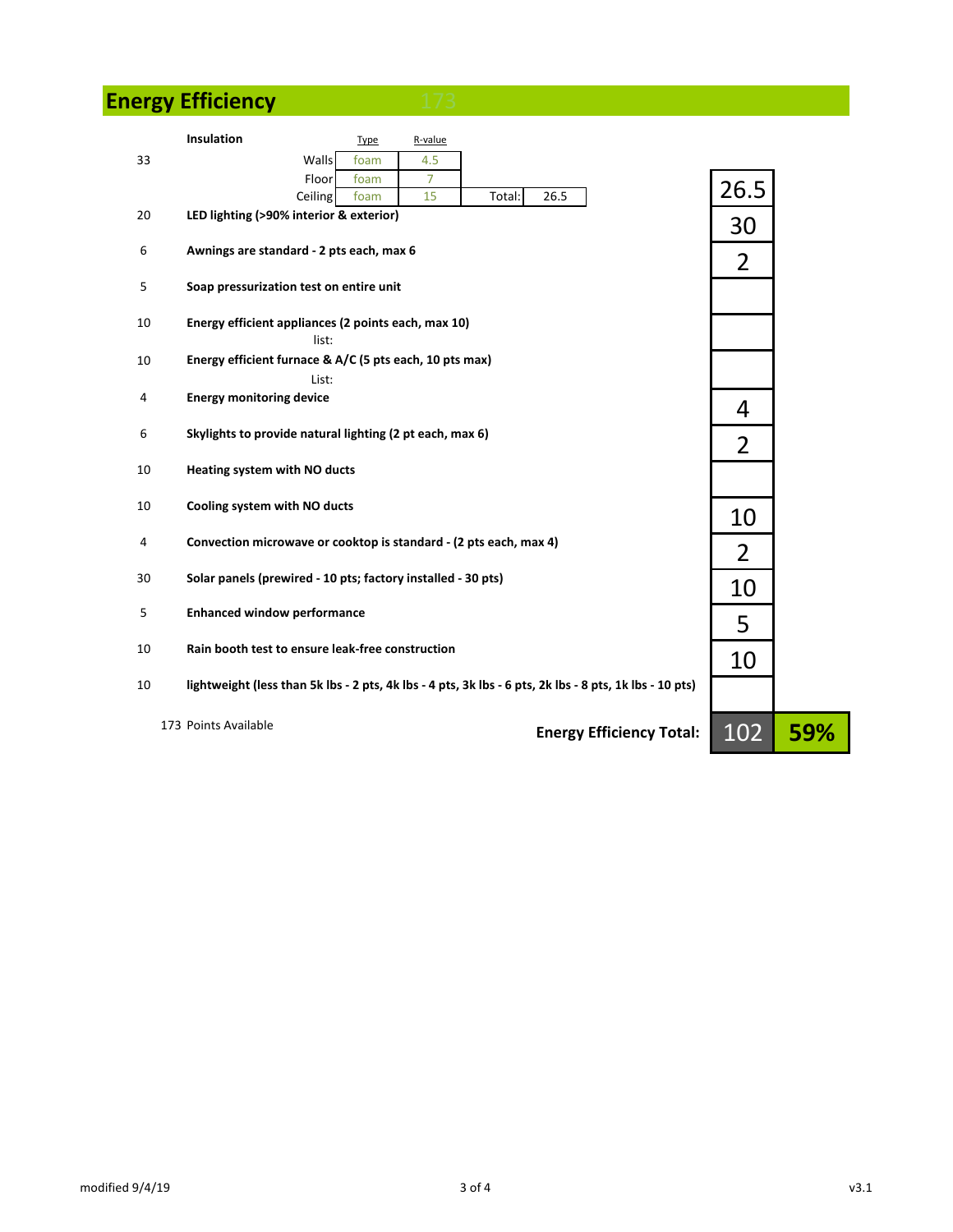## Energy Efficiency

| Points Available | Item | | | Points |
|---|---|---|---|---|
| 33 | **Insulation** | Type | R-value | 26.5 |
| | Walls | foam | 4.5 | |
| | Floor | foam | 7 | |
| | Ceiling | foam | 15 | Total: 26.5 |
| 20 | **LED lighting (>90% interior & exterior)** | | | 30 |
| 6 | **Awnings are standard - 2 pts each, max 6** | | | 2 |
| 5 | **Soap pressurization test on entire unit** | | | |
| 10 | **Energy efficient appliances (2 points each, max 10)** list: | | | |
| 10 | **Energy efficient furnace & A/C (5 pts each, 10 pts max)** List: | | | |
| 4 | **Energy monitoring device** | | | 4 |
| 6 | **Skylights to provide natural lighting (2 pt each, max 6)** | | | 2 |
| 10 | **Heating system with NO ducts** | | | |
| 10 | **Cooling system with NO ducts** | | | 10 |
| 4 | **Convection microwave or cooktop is standard - (2 pts each, max 4)** | | | 2 |
| 30 | **Solar panels (prewired - 10 pts; factory installed - 30 pts)** | | | 10 |
| 5 | **Enhanced window performance** | | | 5 |
| 10 | **Rain booth test to ensure leak-free construction** | | | 10 |
| 10 | **lightweight (less than 5k lbs - 2 pts, 4k lbs - 4 pts, 3k lbs - 6 pts, 2k lbs - 8 pts, 1k lbs - 10 pts)** | | | |

173 Points Available

**Energy Efficiency Total:** 102 | **59%**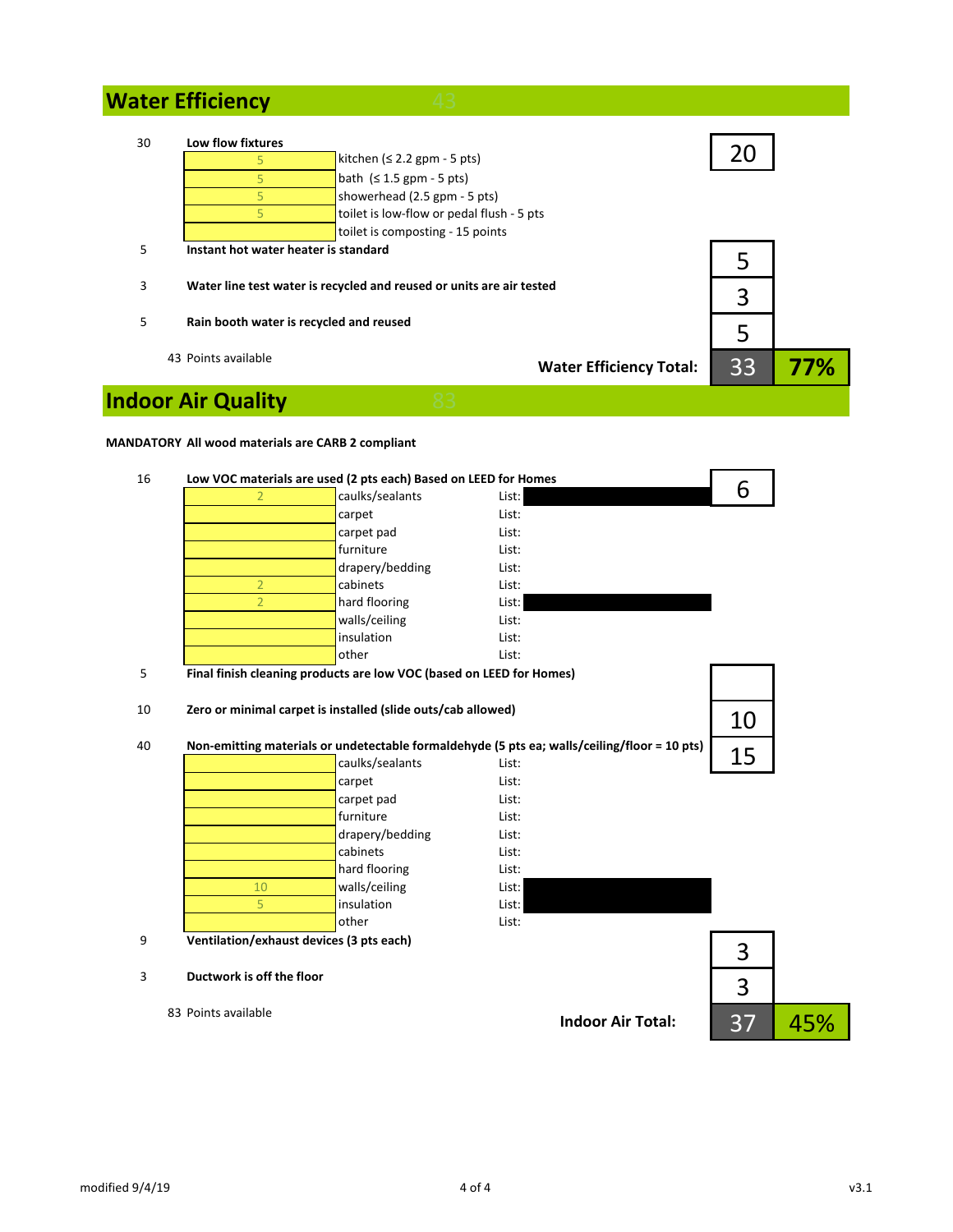## Water Efficiency

| Points | Item | | Score | % |
|---|---|---|---|---|
| 30 | **Low flow fixtures** | | 20 | |
| | 5 | kitchen (≤ 2.2 gpm - 5 pts) | | |
| | 5 | bath (≤ 1.5 gpm - 5 pts) | | |
| | 5 | showerhead (2.5 gpm - 5 pts) | | |
| | 5 | toilet is low-flow or pedal flush - 5 pts | | |
| | | toilet is composting - 15 points | | |
| 5 | **Instant hot water heater is standard** | | 5 | |
| 3 | **Water line test water is recycled and reused or units are air tested** | | 3 | |
| 5 | **Rain booth water is recycled and reused** | | 5 | |
| 43 | Points available | **Water Efficiency Total:** | 33 | **77%** |

## Indoor Air Quality

**MANDATORY All wood materials are CARB 2 compliant**

| Points | Item | | | Score | % |
|---|---|---|---|---|---|
| 16 | **Low VOC materials are used (2 pts each) Based on LEED for Homes** | | | 6 | |
| | 2 | caulks/sealants | List: | | |
| | | carpet | List: | | |
| | | carpet pad | List: | | |
| | | furniture | List: | | |
| | | drapery/bedding | List: | | |
| | 2 | cabinets | List: | | |
| | 2 | hard flooring | List: | | |
| | | walls/ceiling | List: | | |
| | | insulation | List: | | |
| | | other | List: | | |
| 5 | **Final finish cleaning products are low VOC (based on LEED for Homes)** | | | | |
| 10 | **Zero or minimal carpet is installed (slide outs/cab allowed)** | | | 10 | |
| 40 | **Non-emitting materials or undetectable formaldehyde (5 pts ea; walls/ceiling/floor = 10 pts)** | | | 15 | |
| | | caulks/sealants | List: | | |
| | | carpet | List: | | |
| | | carpet pad | List: | | |
| | | furniture | List: | | |
| | | drapery/bedding | List: | | |
| | | cabinets | List: | | |
| | | hard flooring | List: | | |
| | 10 | walls/ceiling | List: | | |
| | 5 | insulation | List: | | |
| | | other | List: | | |
| 9 | **Ventilation/exhaust devices (3 pts each)** | | | 3 | |
| 3 | **Ductwork is off the floor** | | | 3 | |
| 83 | Points available | **Indoor Air Total:** | | 37 | 45% |

modified 9/4/19 v3.1